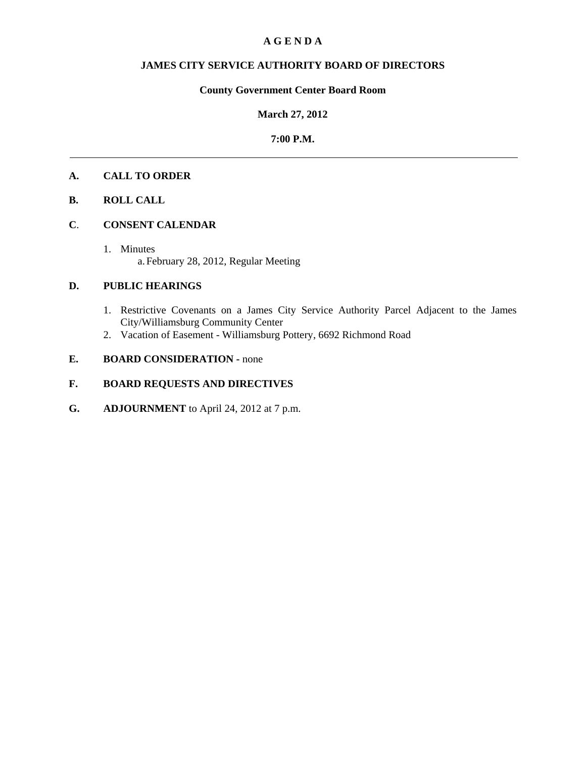# A G E N D A

## JAMES CITY SERVICE AUTHORITY BOARD OF DIRECTORS

**County Government Center Board Room**

**March 27, 2012**

**7:00 P.M.**

---

**A. CALL TO ORDER**

**B. ROLL CALL**

**C. CONSENT CALENDAR**

1. Minutes
    a. February 28, 2012, Regular Meeting

**D. PUBLIC HEARINGS**

1. Restrictive Covenants on a James City Service Authority Parcel Adjacent to the James City/Williamsburg Community Center
2. Vacation of Easement - Williamsburg Pottery, 6692 Richmond Road

**E. BOARD CONSIDERATION -** none

**F. BOARD REQUESTS AND DIRECTIVES**

**G. ADJOURNMENT** to April 24, 2012 at 7 p.m.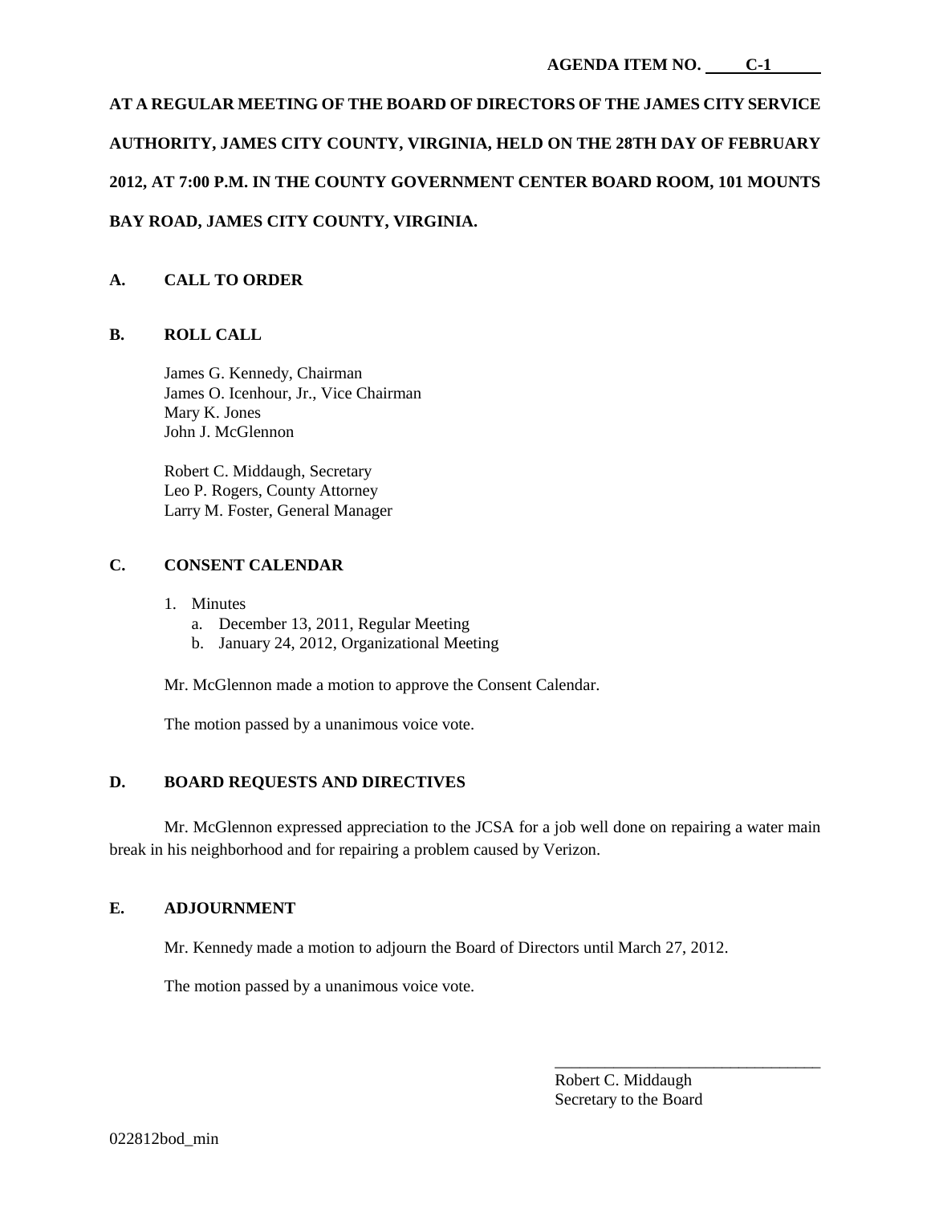**AGENDA ITEM NO. C-1**

**AT A REGULAR MEETING OF THE BOARD OF DIRECTORS OF THE JAMES CITY SERVICE AUTHORITY, JAMES CITY COUNTY, VIRGINIA, HELD ON THE 28TH DAY OF FEBRUARY 2012, AT 7:00 P.M. IN THE COUNTY GOVERNMENT CENTER BOARD ROOM, 101 MOUNTS BAY ROAD, JAMES CITY COUNTY, VIRGINIA.**

## A. CALL TO ORDER

## B. ROLL CALL

James G. Kennedy, Chairman
James O. Icenhour, Jr., Vice Chairman
Mary K. Jones
John J. McGlennon

Robert C. Middaugh, Secretary
Leo P. Rogers, County Attorney
Larry M. Foster, General Manager

## C. CONSENT CALENDAR

1. Minutes
   a. December 13, 2011, Regular Meeting
   b. January 24, 2012, Organizational Meeting

Mr. McGlennon made a motion to approve the Consent Calendar.

The motion passed by a unanimous voice vote.

## D. BOARD REQUESTS AND DIRECTIVES

Mr. McGlennon expressed appreciation to the JCSA for a job well done on repairing a water main break in his neighborhood and for repairing a problem caused by Verizon.

## E. ADJOURNMENT

Mr. Kennedy made a motion to adjourn the Board of Directors until March 27, 2012.

The motion passed by a unanimous voice vote.

________________________________
Robert C. Middaugh
Secretary to the Board

022812bod_min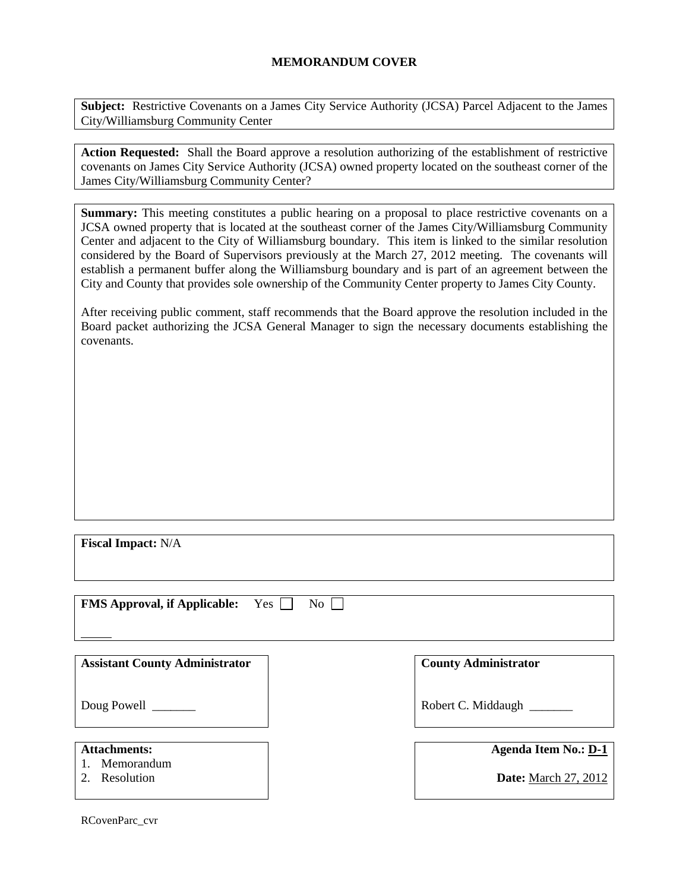# MEMORANDUM COVER

**Subject:** Restrictive Covenants on a James City Service Authority (JCSA) Parcel Adjacent to the James City/Williamsburg Community Center

**Action Requested:** Shall the Board approve a resolution authorizing of the establishment of restrictive covenants on James City Service Authority (JCSA) owned property located on the southeast corner of the James City/Williamsburg Community Center?

**Summary:** This meeting constitutes a public hearing on a proposal to place restrictive covenants on a JCSA owned property that is located at the southeast corner of the James City/Williamsburg Community Center and adjacent to the City of Williamsburg boundary. This item is linked to the similar resolution considered by the Board of Supervisors previously at the March 27, 2012 meeting. The covenants will establish a permanent buffer along the Williamsburg boundary and is part of an agreement between the City and County that provides sole ownership of the Community Center property to James City County.

After receiving public comment, staff recommends that the Board approve the resolution included in the Board packet authorizing the JCSA General Manager to sign the necessary documents establishing the covenants.

**Fiscal Impact:** N/A

**FMS Approval, if Applicable:** Yes ☐ No ☐

\_\_\_\_\_

| **Assistant County Administrator** | **County Administrator** |
| --- | --- |
| Doug Powell \_\_\_\_\_\_\_ | Robert C. Middaugh \_\_\_\_\_\_\_ |

**Attachments:**
1. Memorandum
2. Resolution

**Agenda Item No.:** D-1

**Date:** March 27, 2012

RCovenParc_cvr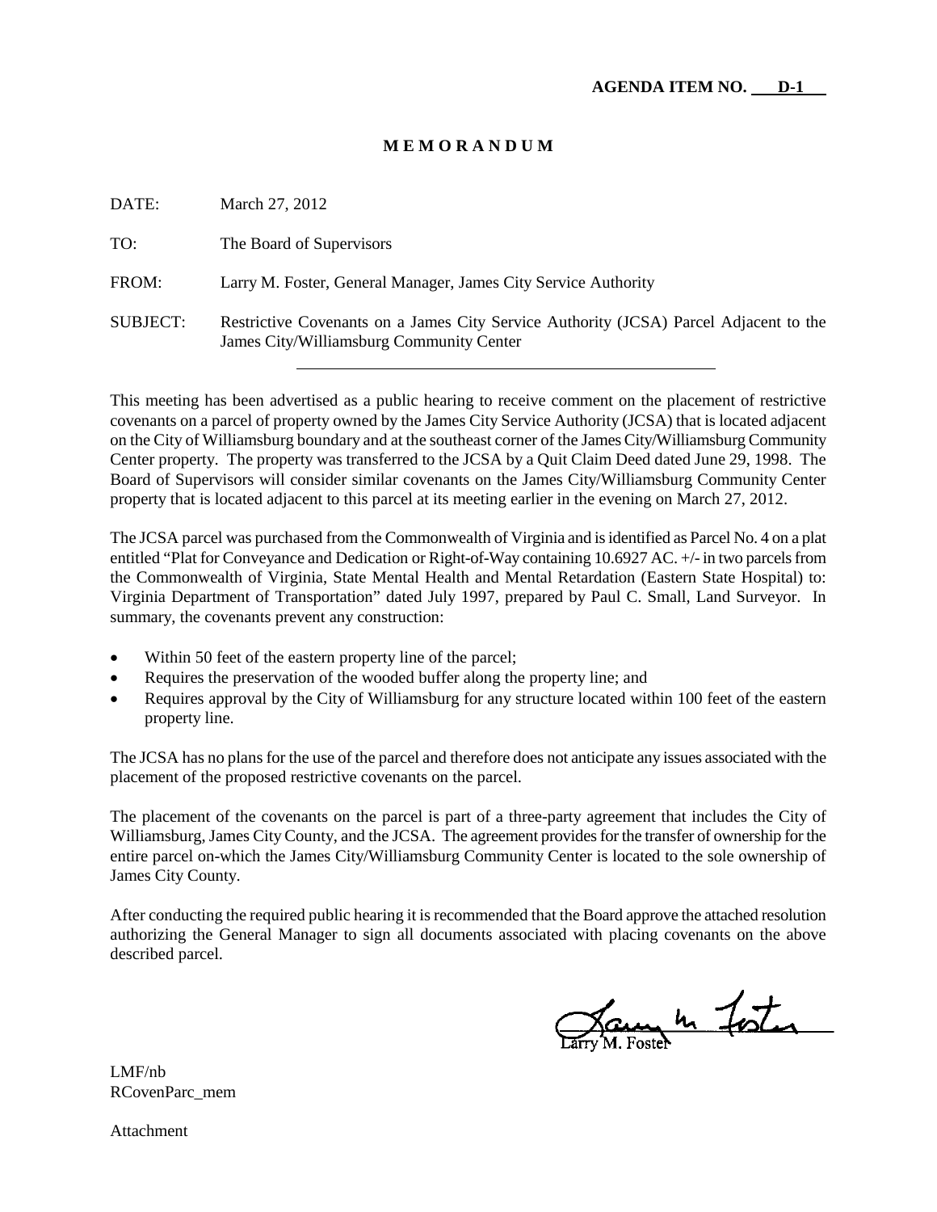**AGENDA ITEM NO. D-1**

# M E M O R A N D U M

DATE: March 27, 2012

TO: The Board of Supervisors

FROM: Larry M. Foster, General Manager, James City Service Authority

SUBJECT: Restrictive Covenants on a James City Service Authority (JCSA) Parcel Adjacent to the James City/Williamsburg Community Center

---

This meeting has been advertised as a public hearing to receive comment on the placement of restrictive covenants on a parcel of property owned by the James City Service Authority (JCSA) that is located adjacent on the City of Williamsburg boundary and at the southeast corner of the James City/Williamsburg Community Center property. The property was transferred to the JCSA by a Quit Claim Deed dated June 29, 1998. The Board of Supervisors will consider similar covenants on the James City/Williamsburg Community Center property that is located adjacent to this parcel at its meeting earlier in the evening on March 27, 2012.

The JCSA parcel was purchased from the Commonwealth of Virginia and is identified as Parcel No. 4 on a plat entitled "Plat for Conveyance and Dedication or Right-of-Way containing 10.6927 AC. +/- in two parcels from the Commonwealth of Virginia, State Mental Health and Mental Retardation (Eastern State Hospital) to: Virginia Department of Transportation" dated July 1997, prepared by Paul C. Small, Land Surveyor. In summary, the covenants prevent any construction:

- Within 50 feet of the eastern property line of the parcel;
- Requires the preservation of the wooded buffer along the property line; and
- Requires approval by the City of Williamsburg for any structure located within 100 feet of the eastern property line.

The JCSA has no plans for the use of the parcel and therefore does not anticipate any issues associated with the placement of the proposed restrictive covenants on the parcel.

The placement of the covenants on the parcel is part of a three-party agreement that includes the City of Williamsburg, James City County, and the JCSA. The agreement provides for the transfer of ownership for the entire parcel on-which the James City/Williamsburg Community Center is located to the sole ownership of James City County.

After conducting the required public hearing it is recommended that the Board approve the attached resolution authorizing the General Manager to sign all documents associated with placing covenants on the above described parcel.

Larry M. Foster

LMF/nb
RCovenParc_mem

Attachment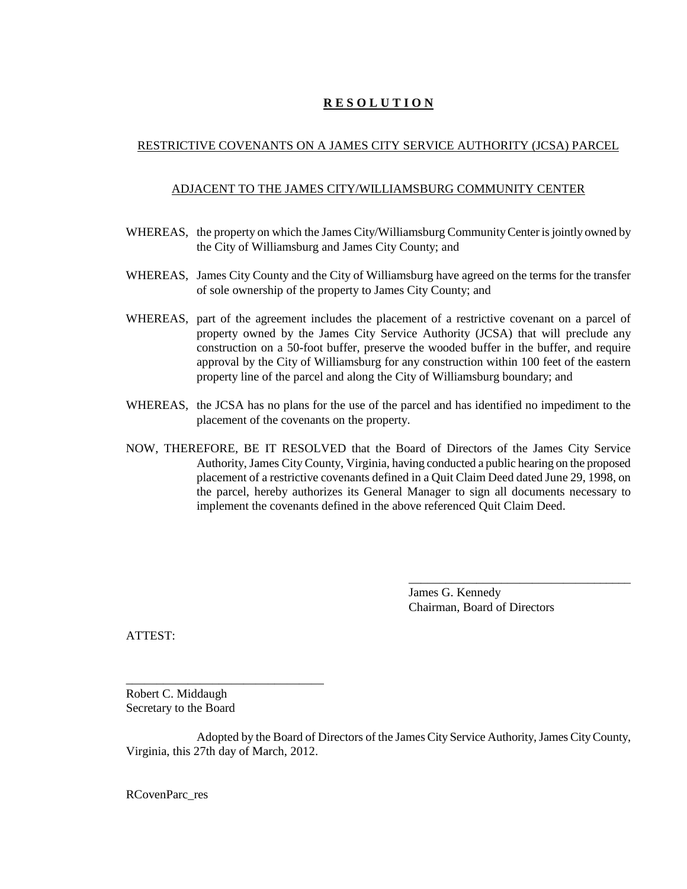# **R E S O L U T I O N**

RESTRICTIVE COVENANTS ON A JAMES CITY SERVICE AUTHORITY (JCSA) PARCEL

ADJACENT TO THE JAMES CITY/WILLIAMSBURG COMMUNITY CENTER

WHEREAS, the property on which the James City/Williamsburg Community Center is jointly owned by the City of Williamsburg and James City County; and

WHEREAS, James City County and the City of Williamsburg have agreed on the terms for the transfer of sole ownership of the property to James City County; and

WHEREAS, part of the agreement includes the placement of a restrictive covenant on a parcel of property owned by the James City Service Authority (JCSA) that will preclude any construction on a 50-foot buffer, preserve the wooded buffer in the buffer, and require approval by the City of Williamsburg for any construction within 100 feet of the eastern property line of the parcel and along the City of Williamsburg boundary; and

WHEREAS, the JCSA has no plans for the use of the parcel and has identified no impediment to the placement of the covenants on the property.

NOW, THEREFORE, BE IT RESOLVED that the Board of Directors of the James City Service Authority, James City County, Virginia, having conducted a public hearing on the proposed placement of a restrictive covenants defined in a Quit Claim Deed dated June 29, 1998, on the parcel, hereby authorizes its General Manager to sign all documents necessary to implement the covenants defined in the above referenced Quit Claim Deed.

_____________________________________
James G. Kennedy
Chairman, Board of Directors

ATTEST:

_________________________________
Robert C. Middaugh
Secretary to the Board

Adopted by the Board of Directors of the James City Service Authority, James City County, Virginia, this 27th day of March, 2012.

RCovenParc_res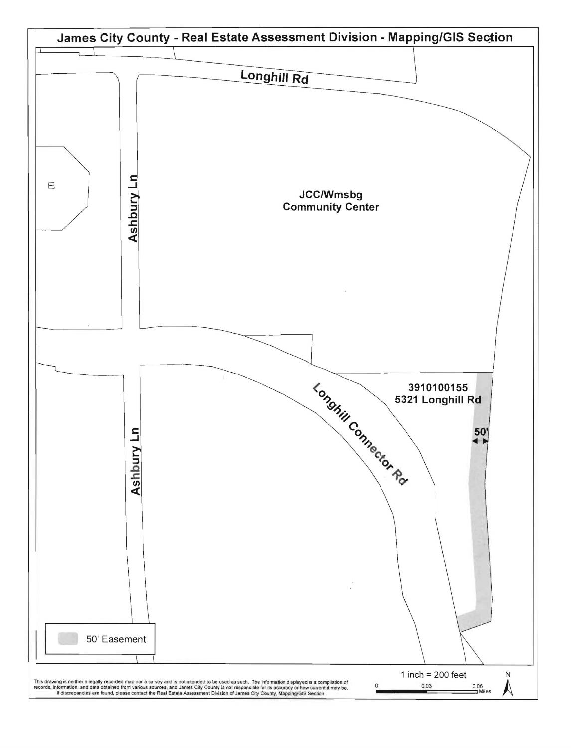# James City County - Real Estate Assessment Division - Mapping/GIS Section

Longhill Rd

Ashbury Ln

JCC/Wmsbg Community Center

Longhill Connector Rd

3910100155
5321 Longhill Rd

50'

Ashbury Ln

50' Easement

This drawing is neither a legally recorded map nor a survey and is not intended to be used as such. The information displayed is a compilation of records, information, and data obtained from various sources, and James City County is not responsible for its accuracy or how current it may be. If discrepancies are found, please contact the Real Estate Assessment Division of James City County, Mapping/GIS Section.

1 inch = 200 feet

0 0.03 0.06 Miles

N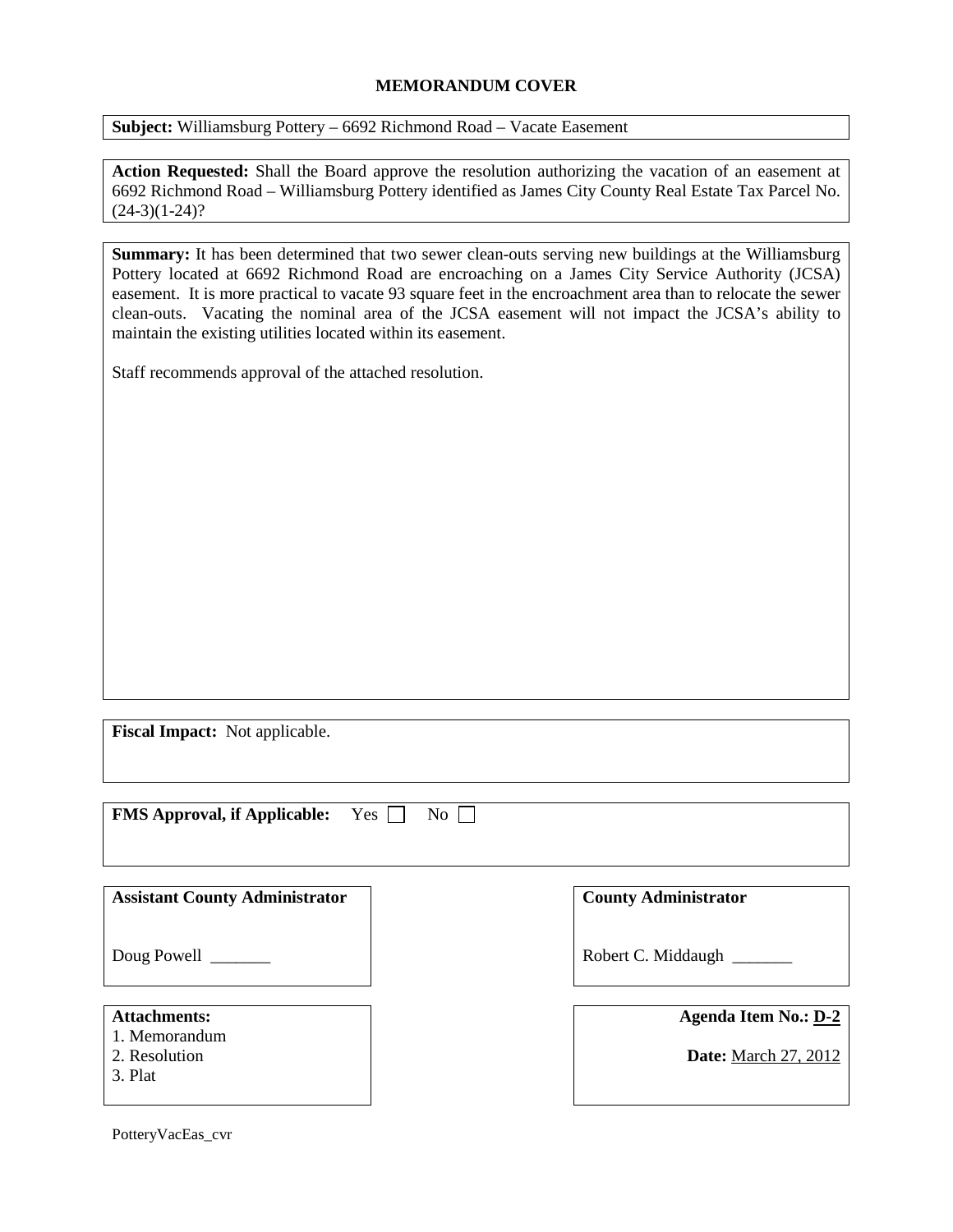## MEMORANDUM COVER

**Subject:** Williamsburg Pottery – 6692 Richmond Road – Vacate Easement

**Action Requested:** Shall the Board approve the resolution authorizing the vacation of an easement at 6692 Richmond Road – Williamsburg Pottery identified as James City County Real Estate Tax Parcel No. (24-3)(1-24)?

**Summary:** It has been determined that two sewer clean-outs serving new buildings at the Williamsburg Pottery located at 6692 Richmond Road are encroaching on a James City Service Authority (JCSA) easement. It is more practical to vacate 93 square feet in the encroachment area than to relocate the sewer clean-outs. Vacating the nominal area of the JCSA easement will not impact the JCSA's ability to maintain the existing utilities located within its easement.

Staff recommends approval of the attached resolution.

**Fiscal Impact:** Not applicable.

**FMS Approval, if Applicable:** Yes ☐ No ☐

**Assistant County Administrator**

Doug Powell _______

**County Administrator**

Robert C. Middaugh _______

**Attachments:**
1. Memorandum
2. Resolution
3. Plat

**Agenda Item No.:** D-2

**Date:** March 27, 2012

PotteryVacEas_cvr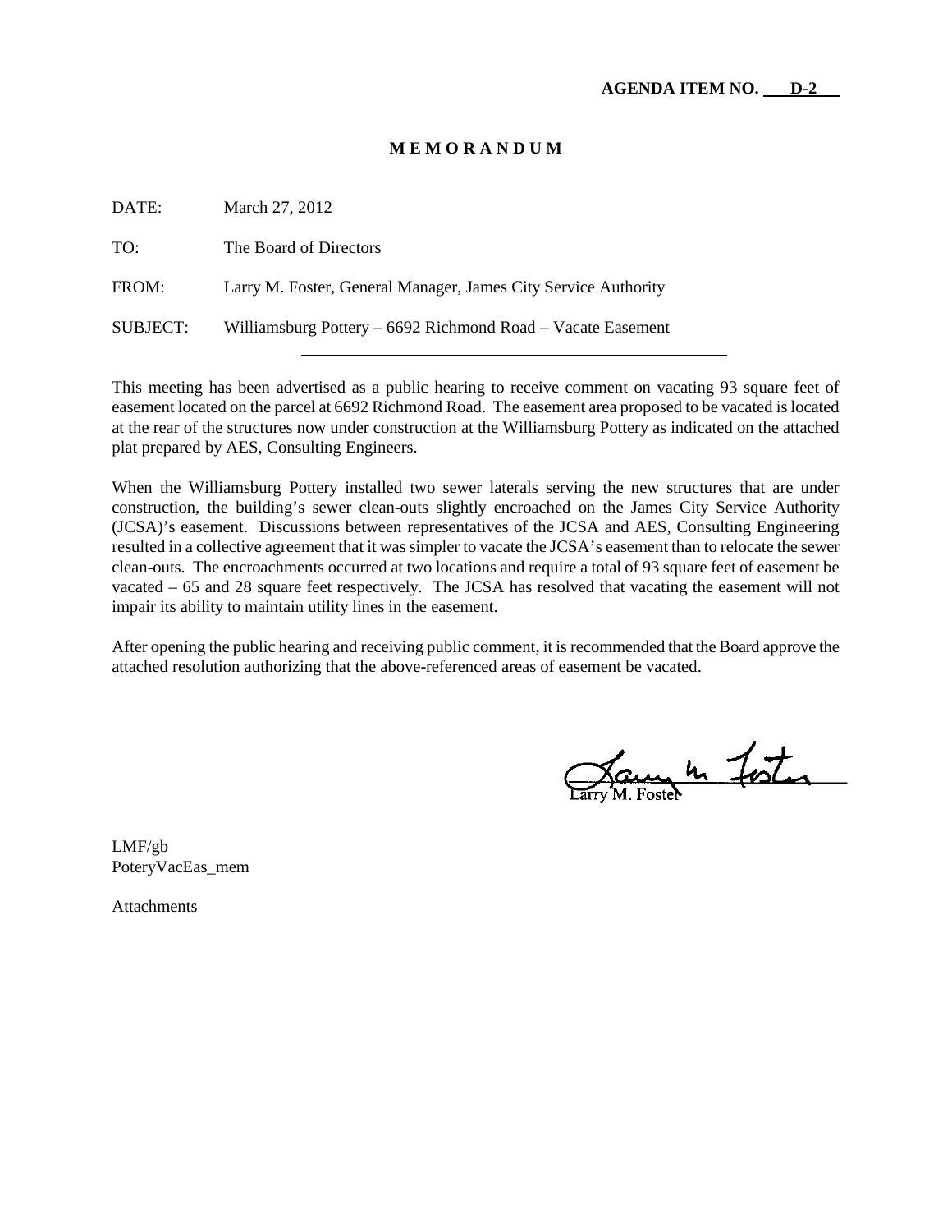**AGENDA ITEM NO. D-2**

# M E M O R A N D U M

DATE: March 27, 2012

TO: The Board of Directors

FROM: Larry M. Foster, General Manager, James City Service Authority

SUBJECT: Williamsburg Pottery – 6692 Richmond Road – Vacate Easement

---

This meeting has been advertised as a public hearing to receive comment on vacating 93 square feet of easement located on the parcel at 6692 Richmond Road. The easement area proposed to be vacated is located at the rear of the structures now under construction at the Williamsburg Pottery as indicated on the attached plat prepared by AES, Consulting Engineers.

When the Williamsburg Pottery installed two sewer laterals serving the new structures that are under construction, the building's sewer clean-outs slightly encroached on the James City Service Authority (JCSA)'s easement. Discussions between representatives of the JCSA and AES, Consulting Engineering resulted in a collective agreement that it was simpler to vacate the JCSA's easement than to relocate the sewer clean-outs. The encroachments occurred at two locations and require a total of 93 square feet of easement be vacated – 65 and 28 square feet respectively. The JCSA has resolved that vacating the easement will not impair its ability to maintain utility lines in the easement.

After opening the public hearing and receiving public comment, it is recommended that the Board approve the attached resolution authorizing that the above-referenced areas of easement be vacated.

Larry M. Foster

LMF/gb
PoteryVacEas_mem

Attachments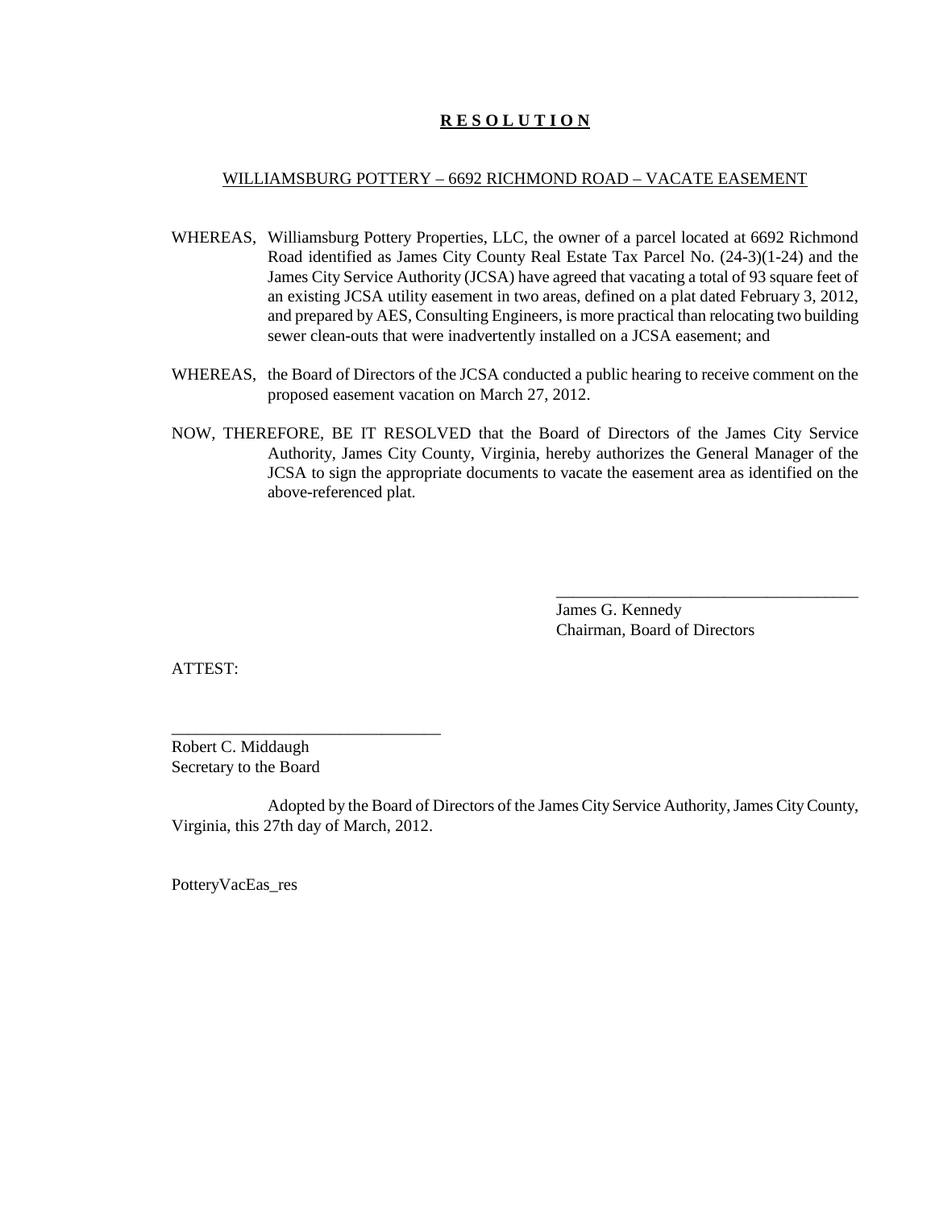# **R E S O L U T I O N**

WILLIAMSBURG POTTERY – 6692 RICHMOND ROAD – VACATE EASEMENT

WHEREAS, Williamsburg Pottery Properties, LLC, the owner of a parcel located at 6692 Richmond Road identified as James City County Real Estate Tax Parcel No. (24-3)(1-24) and the James City Service Authority (JCSA) have agreed that vacating a total of 93 square feet of an existing JCSA utility easement in two areas, defined on a plat dated February 3, 2012, and prepared by AES, Consulting Engineers, is more practical than relocating two building sewer clean-outs that were inadvertently installed on a JCSA easement; and

WHEREAS, the Board of Directors of the JCSA conducted a public hearing to receive comment on the proposed easement vacation on March 27, 2012.

NOW, THEREFORE, BE IT RESOLVED that the Board of Directors of the James City Service Authority, James City County, Virginia, hereby authorizes the General Manager of the JCSA to sign the appropriate documents to vacate the easement area as identified on the above-referenced plat.

_____________________________________
James G. Kennedy
Chairman, Board of Directors

ATTEST:

________________________________
Robert C. Middaugh
Secretary to the Board

Adopted by the Board of Directors of the James City Service Authority, James City County, Virginia, this 27th day of March, 2012.

PotteryVacEas_res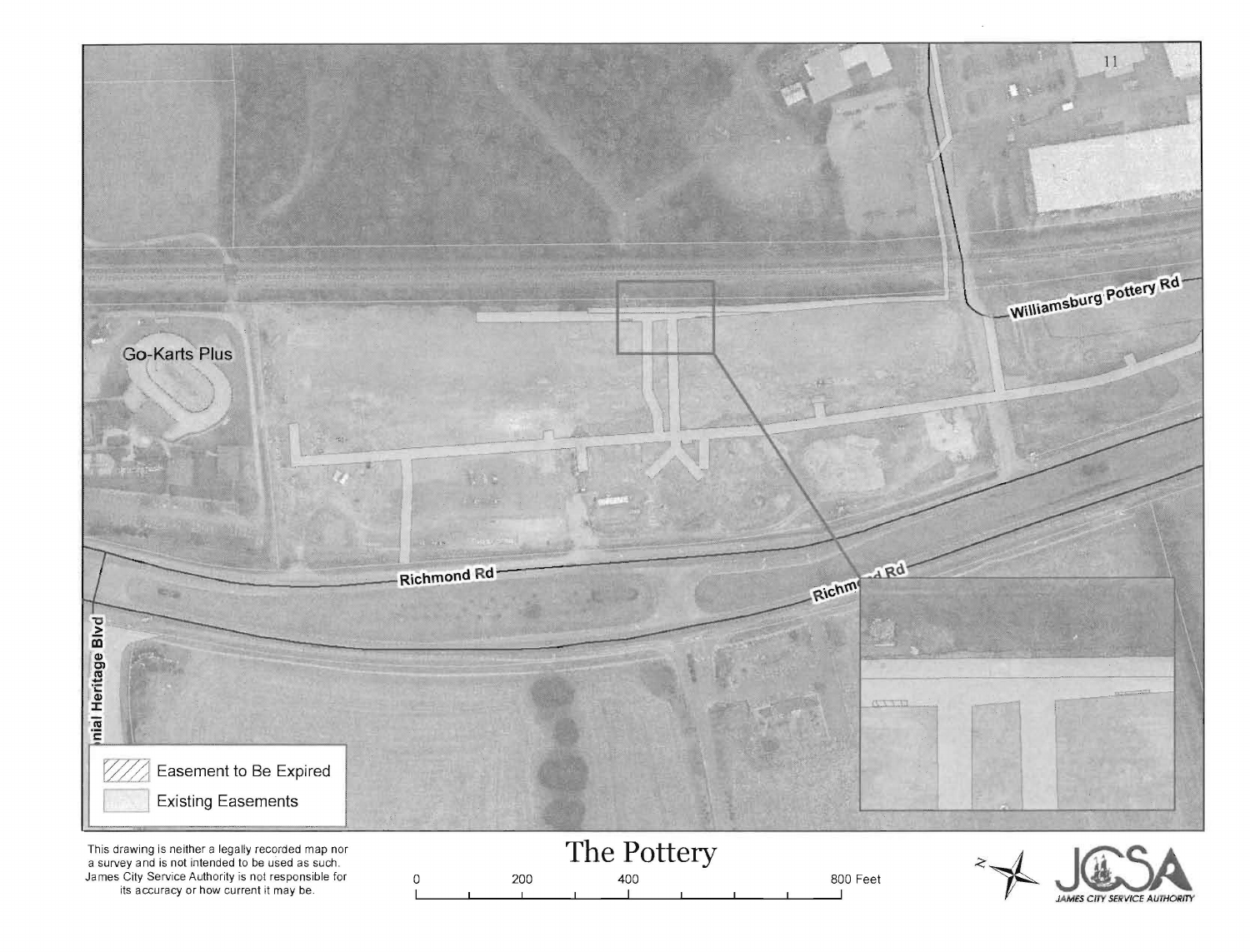Go-Karts Plus

Williamsburg Pottery Rd

Richmond Rd

Richmond Rd

nial Heritage Blvd

Easement to Be Expired

Existing Easements

This drawing is neither a legally recorded map nor a survey and is not intended to be used as such. James City Service Authority is not responsible for its accuracy or how current it may be.

# The Pottery

0 200 400 800 Feet

N

JCSA

JAMES CITY SERVICE AUTHORITY